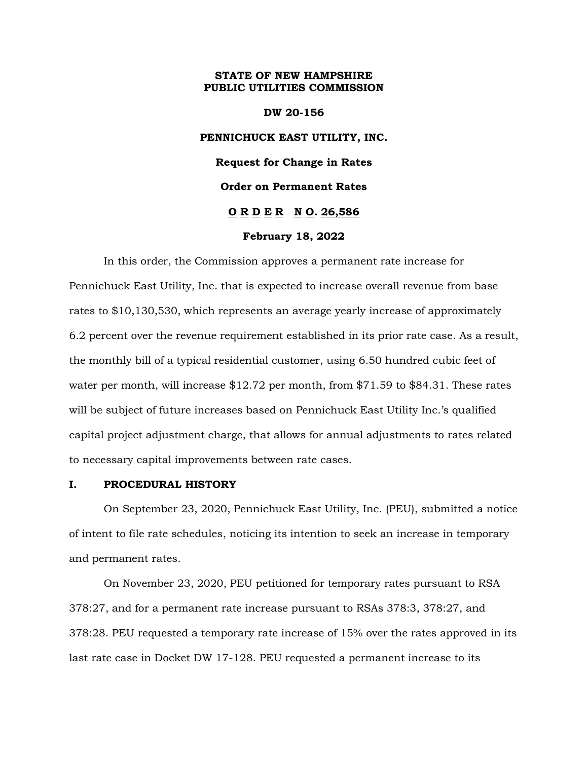**STATE OF NEW HAMPSHIRE**
**PUBLIC UTILITIES COMMISSION**

**DW 20-156**

**PENNICHUCK EAST UTILITY, INC.**

**Request for Change in Rates**

**Order on Permanent Rates**

**O R D E R N O. 26,586**

**February 18, 2022**

In this order, the Commission approves a permanent rate increase for Pennichuck East Utility, Inc. that is expected to increase overall revenue from base rates to $10,130,530, which represents an average yearly increase of approximately 6.2 percent over the revenue requirement established in its prior rate case. As a result, the monthly bill of a typical residential customer, using 6.50 hundred cubic feet of water per month, will increase $12.72 per month, from $71.59 to $84.31. These rates will be subject of future increases based on Pennichuck East Utility Inc.'s qualified capital project adjustment charge, that allows for annual adjustments to rates related to necessary capital improvements between rate cases.

## I. PROCEDURAL HISTORY

On September 23, 2020, Pennichuck East Utility, Inc. (PEU), submitted a notice of intent to file rate schedules, noticing its intention to seek an increase in temporary and permanent rates.

On November 23, 2020, PEU petitioned for temporary rates pursuant to RSA 378:27, and for a permanent rate increase pursuant to RSAs 378:3, 378:27, and 378:28. PEU requested a temporary rate increase of 15% over the rates approved in its last rate case in Docket DW 17-128. PEU requested a permanent increase to its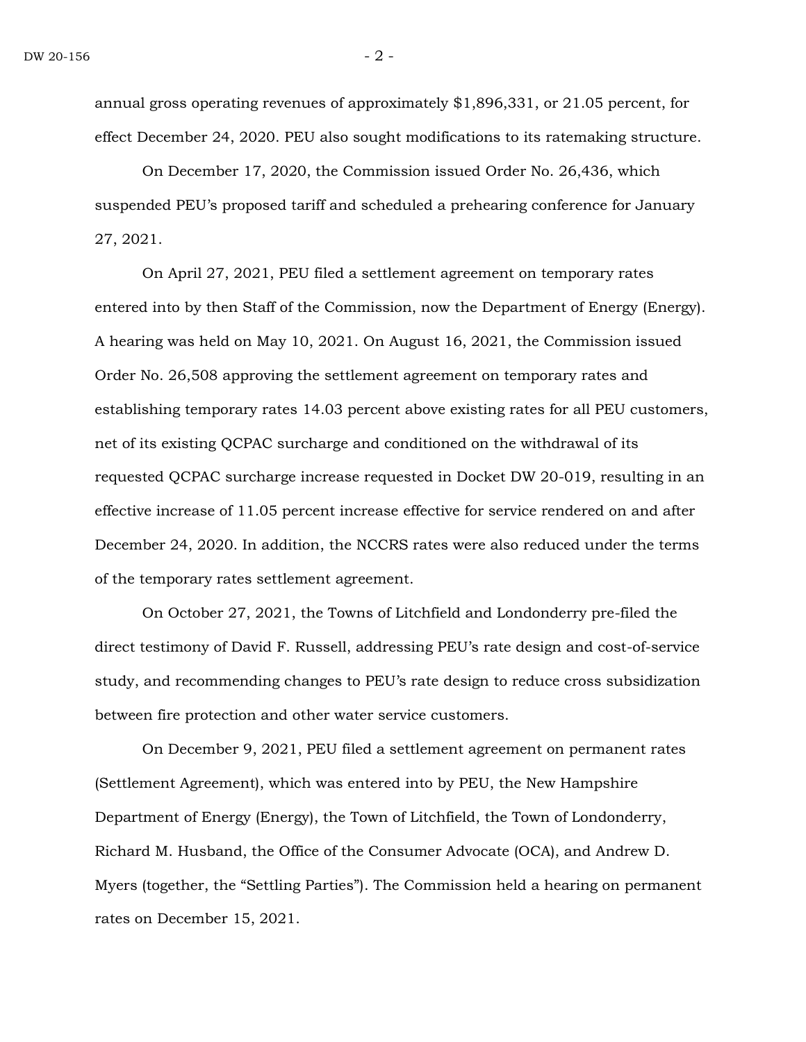annual gross operating revenues of approximately $1,896,331, or 21.05 percent, for effect December 24, 2020. PEU also sought modifications to its ratemaking structure.

On December 17, 2020, the Commission issued Order No. 26,436, which suspended PEU's proposed tariff and scheduled a prehearing conference for January 27, 2021.

On April 27, 2021, PEU filed a settlement agreement on temporary rates entered into by then Staff of the Commission, now the Department of Energy (Energy). A hearing was held on May 10, 2021. On August 16, 2021, the Commission issued Order No. 26,508 approving the settlement agreement on temporary rates and establishing temporary rates 14.03 percent above existing rates for all PEU customers, net of its existing QCPAC surcharge and conditioned on the withdrawal of its requested QCPAC surcharge increase requested in Docket DW 20-019, resulting in an effective increase of 11.05 percent increase effective for service rendered on and after December 24, 2020. In addition, the NCCRS rates were also reduced under the terms of the temporary rates settlement agreement.

On October 27, 2021, the Towns of Litchfield and Londonderry pre-filed the direct testimony of David F. Russell, addressing PEU's rate design and cost-of-service study, and recommending changes to PEU's rate design to reduce cross subsidization between fire protection and other water service customers.

On December 9, 2021, PEU filed a settlement agreement on permanent rates (Settlement Agreement), which was entered into by PEU, the New Hampshire Department of Energy (Energy), the Town of Litchfield, the Town of Londonderry, Richard M. Husband, the Office of the Consumer Advocate (OCA), and Andrew D. Myers (together, the "Settling Parties"). The Commission held a hearing on permanent rates on December 15, 2021.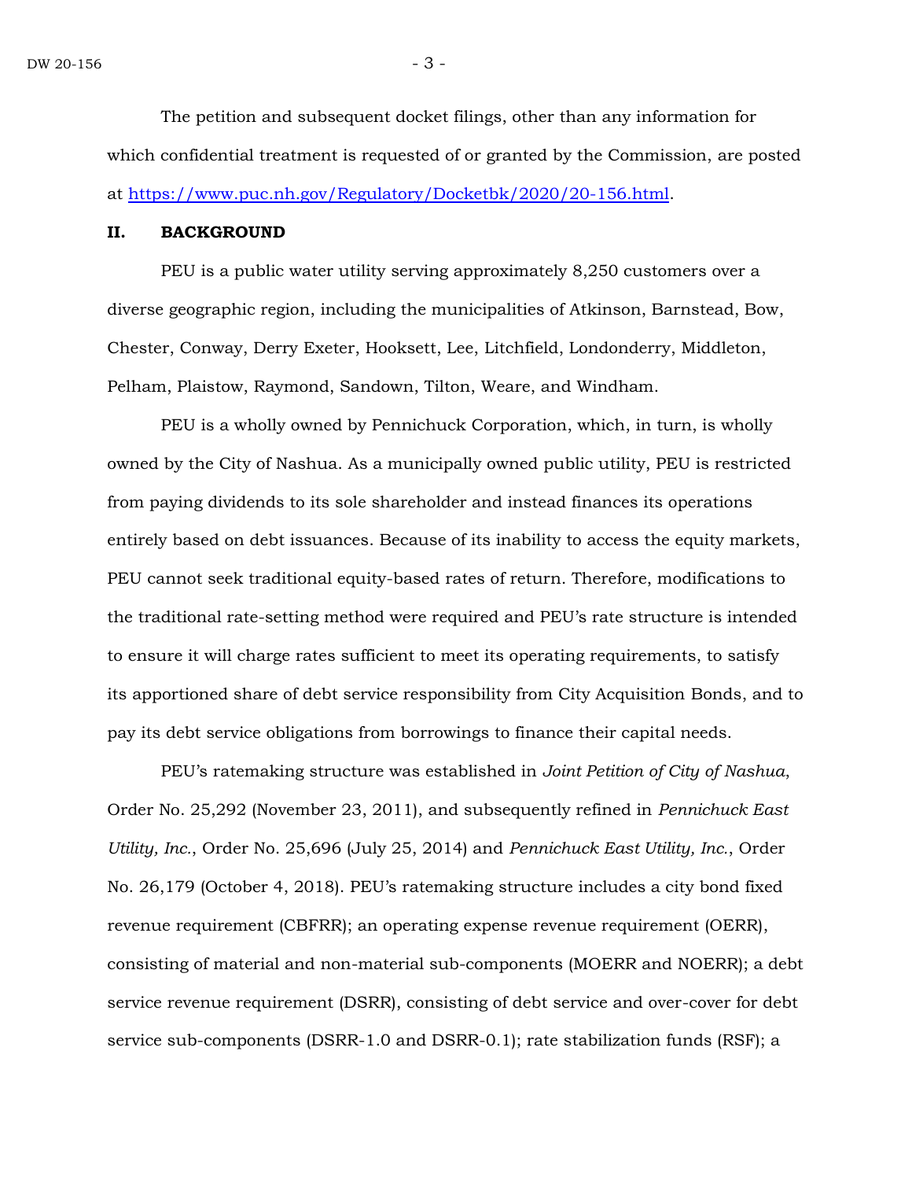The petition and subsequent docket filings, other than any information for which confidential treatment is requested of or granted by the Commission, are posted at [https://www.puc.nh.gov/Regulatory/Docketbk/2020/20-156.html](https://www.puc.nh.gov/Regulatory/Docketbk/2020/20-156.html).

## II. BACKGROUND

PEU is a public water utility serving approximately 8,250 customers over a diverse geographic region, including the municipalities of Atkinson, Barnstead, Bow, Chester, Conway, Derry Exeter, Hooksett, Lee, Litchfield, Londonderry, Middleton, Pelham, Plaistow, Raymond, Sandown, Tilton, Weare, and Windham.

PEU is a wholly owned by Pennichuck Corporation, which, in turn, is wholly owned by the City of Nashua. As a municipally owned public utility, PEU is restricted from paying dividends to its sole shareholder and instead finances its operations entirely based on debt issuances. Because of its inability to access the equity markets, PEU cannot seek traditional equity-based rates of return. Therefore, modifications to the traditional rate-setting method were required and PEU's rate structure is intended to ensure it will charge rates sufficient to meet its operating requirements, to satisfy its apportioned share of debt service responsibility from City Acquisition Bonds, and to pay its debt service obligations from borrowings to finance their capital needs.

PEU's ratemaking structure was established in *Joint Petition of City of Nashua*, Order No. 25,292 (November 23, 2011), and subsequently refined in *Pennichuck East Utility, Inc.*, Order No. 25,696 (July 25, 2014) and *Pennichuck East Utility, Inc.*, Order No. 26,179 (October 4, 2018). PEU's ratemaking structure includes a city bond fixed revenue requirement (CBFRR); an operating expense revenue requirement (OERR), consisting of material and non-material sub-components (MOERR and NOERR); a debt service revenue requirement (DSRR), consisting of debt service and over-cover for debt service sub-components (DSRR-1.0 and DSRR-0.1); rate stabilization funds (RSF); a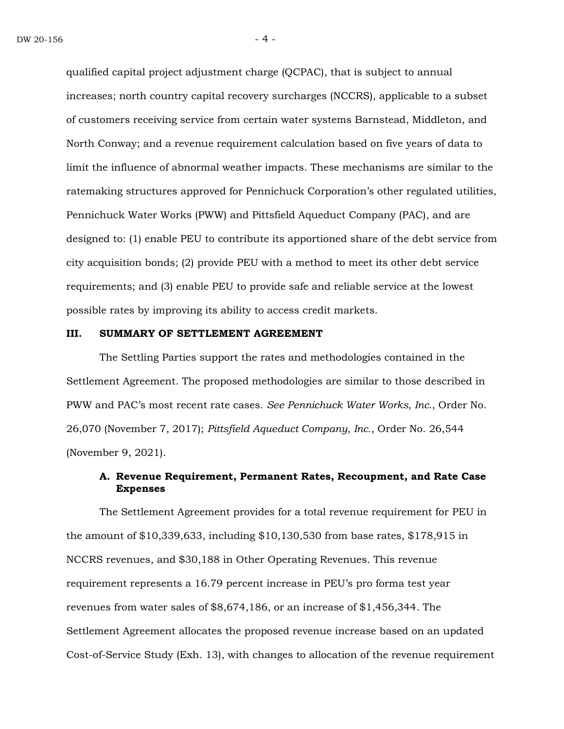qualified capital project adjustment charge (QCPAC), that is subject to annual increases; north country capital recovery surcharges (NCCRS), applicable to a subset of customers receiving service from certain water systems Barnstead, Middleton, and North Conway; and a revenue requirement calculation based on five years of data to limit the influence of abnormal weather impacts. These mechanisms are similar to the ratemaking structures approved for Pennichuck Corporation's other regulated utilities, Pennichuck Water Works (PWW) and Pittsfield Aqueduct Company (PAC), and are designed to: (1) enable PEU to contribute its apportioned share of the debt service from city acquisition bonds; (2) provide PEU with a method to meet its other debt service requirements; and (3) enable PEU to provide safe and reliable service at the lowest possible rates by improving its ability to access credit markets.

## III. SUMMARY OF SETTLEMENT AGREEMENT

The Settling Parties support the rates and methodologies contained in the Settlement Agreement. The proposed methodologies are similar to those described in PWW and PAC's most recent rate cases. *See Pennichuck Water Works, Inc.*, Order No. 26,070 (November 7, 2017); *Pittsfield Aqueduct Company, Inc.*, Order No. 26,544 (November 9, 2021).

### A. Revenue Requirement, Permanent Rates, Recoupment, and Rate Case Expenses

The Settlement Agreement provides for a total revenue requirement for PEU in the amount of $10,339,633, including $10,130,530 from base rates, $178,915 in NCCRS revenues, and $30,188 in Other Operating Revenues. This revenue requirement represents a 16.79 percent increase in PEU's pro forma test year revenues from water sales of $8,674,186, or an increase of $1,456,344. The Settlement Agreement allocates the proposed revenue increase based on an updated Cost-of-Service Study (Exh. 13), with changes to allocation of the revenue requirement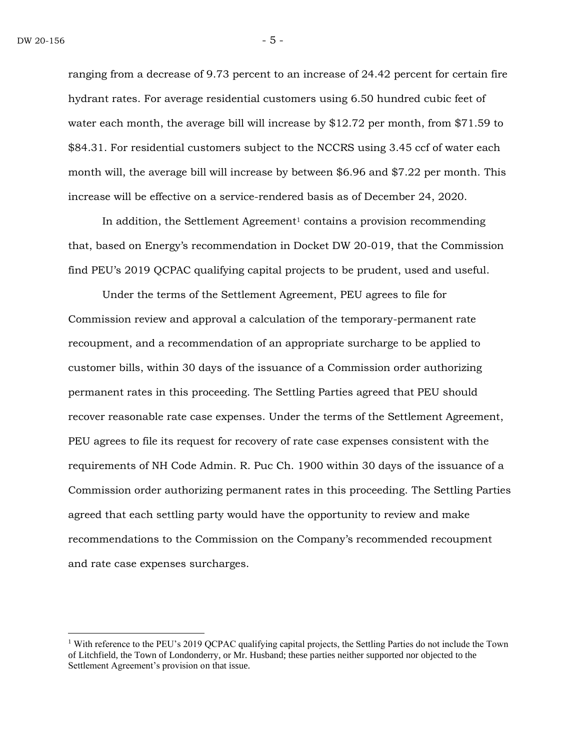ranging from a decrease of 9.73 percent to an increase of 24.42 percent for certain fire hydrant rates. For average residential customers using 6.50 hundred cubic feet of water each month, the average bill will increase by $12.72 per month, from $71.59 to $84.31. For residential customers subject to the NCCRS using 3.45 ccf of water each month will, the average bill will increase by between $6.96 and $7.22 per month. This increase will be effective on a service-rendered basis as of December 24, 2020.

In addition, the Settlement Agreement[1] contains a provision recommending that, based on Energy's recommendation in Docket DW 20-019, that the Commission find PEU's 2019 QCPAC qualifying capital projects to be prudent, used and useful.

Under the terms of the Settlement Agreement, PEU agrees to file for Commission review and approval a calculation of the temporary-permanent rate recoupment, and a recommendation of an appropriate surcharge to be applied to customer bills, within 30 days of the issuance of a Commission order authorizing permanent rates in this proceeding. The Settling Parties agreed that PEU should recover reasonable rate case expenses. Under the terms of the Settlement Agreement, PEU agrees to file its request for recovery of rate case expenses consistent with the requirements of NH Code Admin. R. Puc Ch. 1900 within 30 days of the issuance of a Commission order authorizing permanent rates in this proceeding. The Settling Parties agreed that each settling party would have the opportunity to review and make recommendations to the Commission on the Company's recommended recoupment and rate case expenses surcharges.

---

[1] With reference to the PEU's 2019 QCPAC qualifying capital projects, the Settling Parties do not include the Town of Litchfield, the Town of Londonderry, or Mr. Husband; these parties neither supported nor objected to the Settlement Agreement's provision on that issue.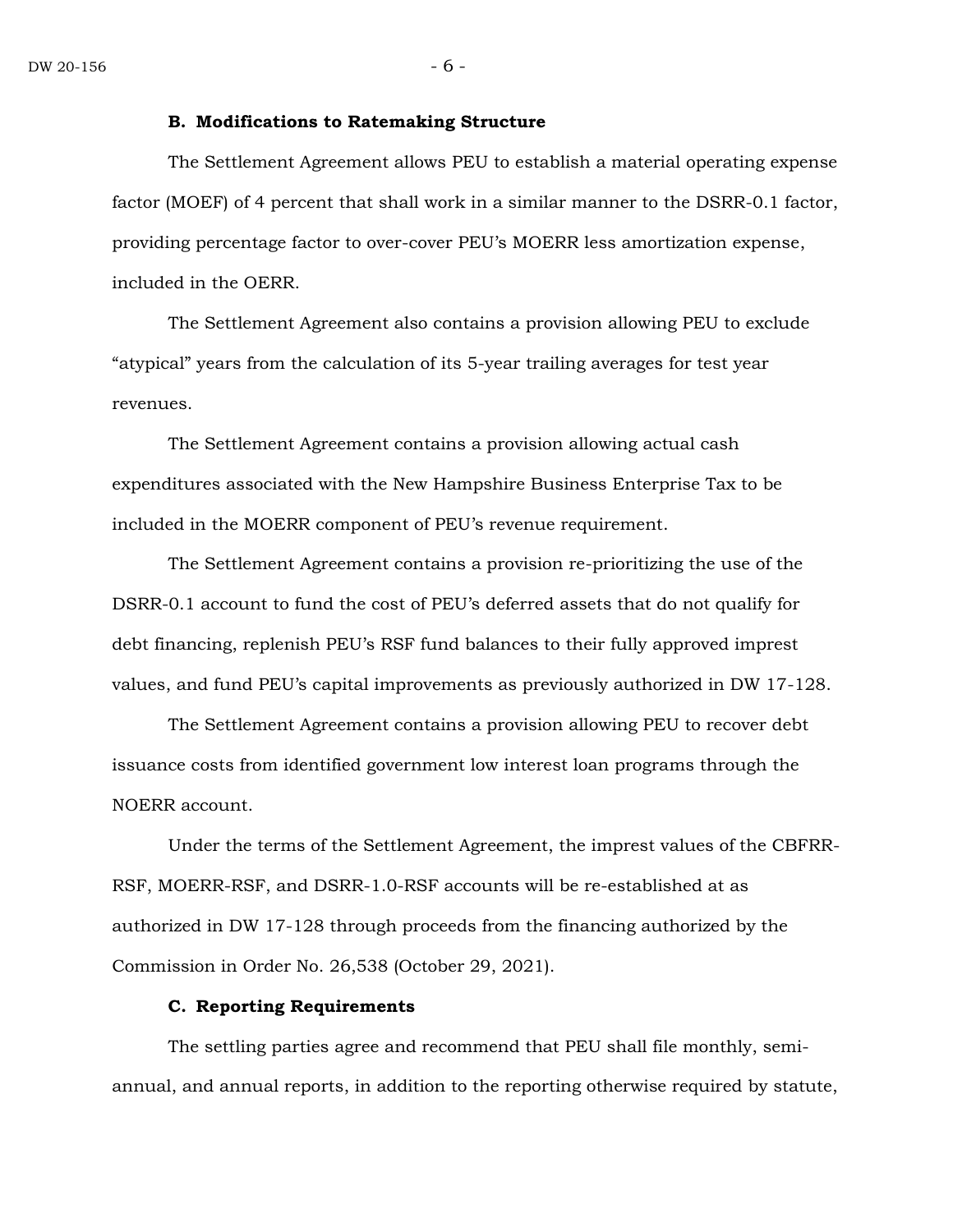### B. Modifications to Ratemaking Structure

The Settlement Agreement allows PEU to establish a material operating expense factor (MOEF) of 4 percent that shall work in a similar manner to the DSRR-0.1 factor, providing percentage factor to over-cover PEU's MOERR less amortization expense, included in the OERR.

The Settlement Agreement also contains a provision allowing PEU to exclude "atypical" years from the calculation of its 5-year trailing averages for test year revenues.

The Settlement Agreement contains a provision allowing actual cash expenditures associated with the New Hampshire Business Enterprise Tax to be included in the MOERR component of PEU's revenue requirement.

The Settlement Agreement contains a provision re-prioritizing the use of the DSRR-0.1 account to fund the cost of PEU's deferred assets that do not qualify for debt financing, replenish PEU's RSF fund balances to their fully approved imprest values, and fund PEU's capital improvements as previously authorized in DW 17-128.

The Settlement Agreement contains a provision allowing PEU to recover debt issuance costs from identified government low interest loan programs through the NOERR account.

Under the terms of the Settlement Agreement, the imprest values of the CBFRR-RSF, MOERR-RSF, and DSRR-1.0-RSF accounts will be re-established at as authorized in DW 17-128 through proceeds from the financing authorized by the Commission in Order No. 26,538 (October 29, 2021).

### C. Reporting Requirements

The settling parties agree and recommend that PEU shall file monthly, semi-annual, and annual reports, in addition to the reporting otherwise required by statute,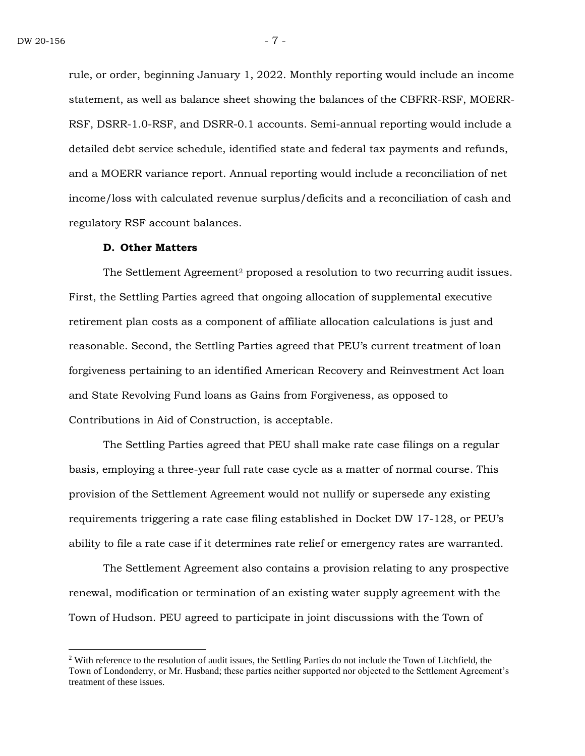rule, or order, beginning January 1, 2022. Monthly reporting would include an income statement, as well as balance sheet showing the balances of the CBFRR-RSF, MOERR-RSF, DSRR-1.0-RSF, and DSRR-0.1 accounts. Semi-annual reporting would include a detailed debt service schedule, identified state and federal tax payments and refunds, and a MOERR variance report. Annual reporting would include a reconciliation of net income/loss with calculated revenue surplus/deficits and a reconciliation of cash and regulatory RSF account balances.

### D. Other Matters

The Settlement Agreement[2] proposed a resolution to two recurring audit issues. First, the Settling Parties agreed that ongoing allocation of supplemental executive retirement plan costs as a component of affiliate allocation calculations is just and reasonable. Second, the Settling Parties agreed that PEU's current treatment of loan forgiveness pertaining to an identified American Recovery and Reinvestment Act loan and State Revolving Fund loans as Gains from Forgiveness, as opposed to Contributions in Aid of Construction, is acceptable.

The Settling Parties agreed that PEU shall make rate case filings on a regular basis, employing a three-year full rate case cycle as a matter of normal course. This provision of the Settlement Agreement would not nullify or supersede any existing requirements triggering a rate case filing established in Docket DW 17-128, or PEU's ability to file a rate case if it determines rate relief or emergency rates are warranted.

The Settlement Agreement also contains a provision relating to any prospective renewal, modification or termination of an existing water supply agreement with the Town of Hudson. PEU agreed to participate in joint discussions with the Town of

[2] With reference to the resolution of audit issues, the Settling Parties do not include the Town of Litchfield, the Town of Londonderry, or Mr. Husband; these parties neither supported nor objected to the Settlement Agreement's treatment of these issues.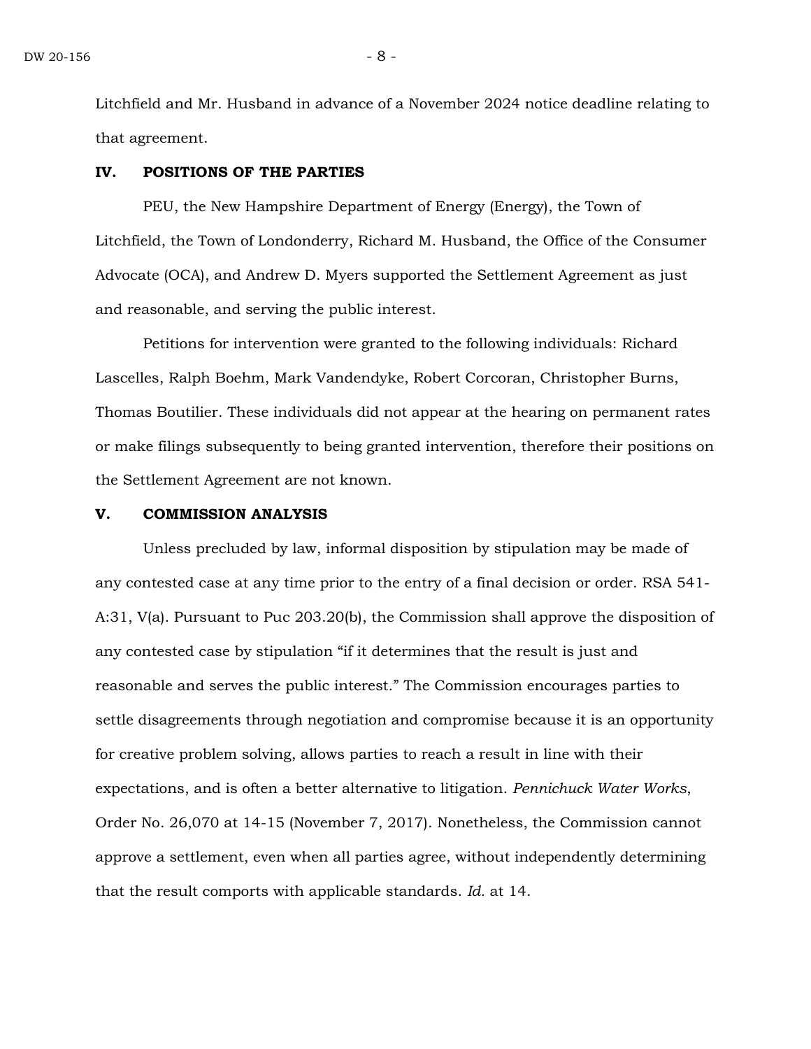Litchfield and Mr. Husband in advance of a November 2024 notice deadline relating to that agreement.

## IV. POSITIONS OF THE PARTIES

PEU, the New Hampshire Department of Energy (Energy), the Town of Litchfield, the Town of Londonderry, Richard M. Husband, the Office of the Consumer Advocate (OCA), and Andrew D. Myers supported the Settlement Agreement as just and reasonable, and serving the public interest.

Petitions for intervention were granted to the following individuals: Richard Lascelles, Ralph Boehm, Mark Vandendyke, Robert Corcoran, Christopher Burns, Thomas Boutilier. These individuals did not appear at the hearing on permanent rates or make filings subsequently to being granted intervention, therefore their positions on the Settlement Agreement are not known.

## V. COMMISSION ANALYSIS

Unless precluded by law, informal disposition by stipulation may be made of any contested case at any time prior to the entry of a final decision or order. RSA 541-A:31, V(a). Pursuant to Puc 203.20(b), the Commission shall approve the disposition of any contested case by stipulation "if it determines that the result is just and reasonable and serves the public interest." The Commission encourages parties to settle disagreements through negotiation and compromise because it is an opportunity for creative problem solving, allows parties to reach a result in line with their expectations, and is often a better alternative to litigation. *Pennichuck Water Works*, Order No. 26,070 at 14-15 (November 7, 2017). Nonetheless, the Commission cannot approve a settlement, even when all parties agree, without independently determining that the result comports with applicable standards. *Id.* at 14.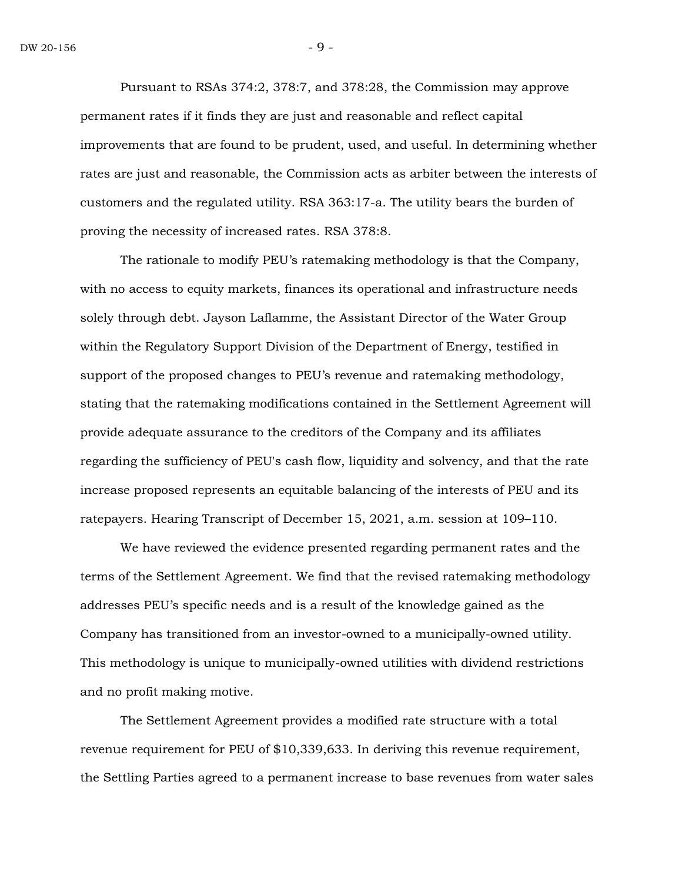Pursuant to RSAs 374:2, 378:7, and 378:28, the Commission may approve permanent rates if it finds they are just and reasonable and reflect capital improvements that are found to be prudent, used, and useful. In determining whether rates are just and reasonable, the Commission acts as arbiter between the interests of customers and the regulated utility. RSA 363:17-a. The utility bears the burden of proving the necessity of increased rates. RSA 378:8.

The rationale to modify PEU's ratemaking methodology is that the Company, with no access to equity markets, finances its operational and infrastructure needs solely through debt. Jayson Laflamme, the Assistant Director of the Water Group within the Regulatory Support Division of the Department of Energy, testified in support of the proposed changes to PEU's revenue and ratemaking methodology, stating that the ratemaking modifications contained in the Settlement Agreement will provide adequate assurance to the creditors of the Company and its affiliates regarding the sufficiency of PEU's cash flow, liquidity and solvency, and that the rate increase proposed represents an equitable balancing of the interests of PEU and its ratepayers. Hearing Transcript of December 15, 2021, a.m. session at 109–110.

We have reviewed the evidence presented regarding permanent rates and the terms of the Settlement Agreement. We find that the revised ratemaking methodology addresses PEU's specific needs and is a result of the knowledge gained as the Company has transitioned from an investor-owned to a municipally-owned utility. This methodology is unique to municipally-owned utilities with dividend restrictions and no profit making motive.

The Settlement Agreement provides a modified rate structure with a total revenue requirement for PEU of $10,339,633. In deriving this revenue requirement, the Settling Parties agreed to a permanent increase to base revenues from water sales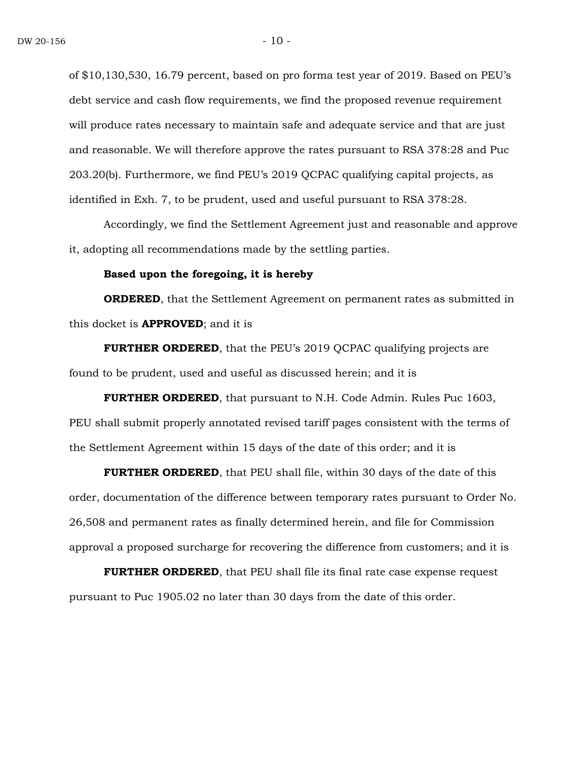of $10,130,530, 16.79 percent, based on pro forma test year of 2019. Based on PEU's debt service and cash flow requirements, we find the proposed revenue requirement will produce rates necessary to maintain safe and adequate service and that are just and reasonable. We will therefore approve the rates pursuant to RSA 378:28 and Puc 203.20(b). Furthermore, we find PEU's 2019 QCPAC qualifying capital projects, as identified in Exh. 7, to be prudent, used and useful pursuant to RSA 378:28.

Accordingly, we find the Settlement Agreement just and reasonable and approve it, adopting all recommendations made by the settling parties.

**Based upon the foregoing, it is hereby**

**ORDERED**, that the Settlement Agreement on permanent rates as submitted in this docket is **APPROVED**; and it is

**FURTHER ORDERED**, that the PEU's 2019 QCPAC qualifying projects are found to be prudent, used and useful as discussed herein; and it is

**FURTHER ORDERED**, that pursuant to N.H. Code Admin. Rules Puc 1603, PEU shall submit properly annotated revised tariff pages consistent with the terms of the Settlement Agreement within 15 days of the date of this order; and it is

**FURTHER ORDERED**, that PEU shall file, within 30 days of the date of this order, documentation of the difference between temporary rates pursuant to Order No. 26,508 and permanent rates as finally determined herein, and file for Commission approval a proposed surcharge for recovering the difference from customers; and it is

**FURTHER ORDERED**, that PEU shall file its final rate case expense request pursuant to Puc 1905.02 no later than 30 days from the date of this order.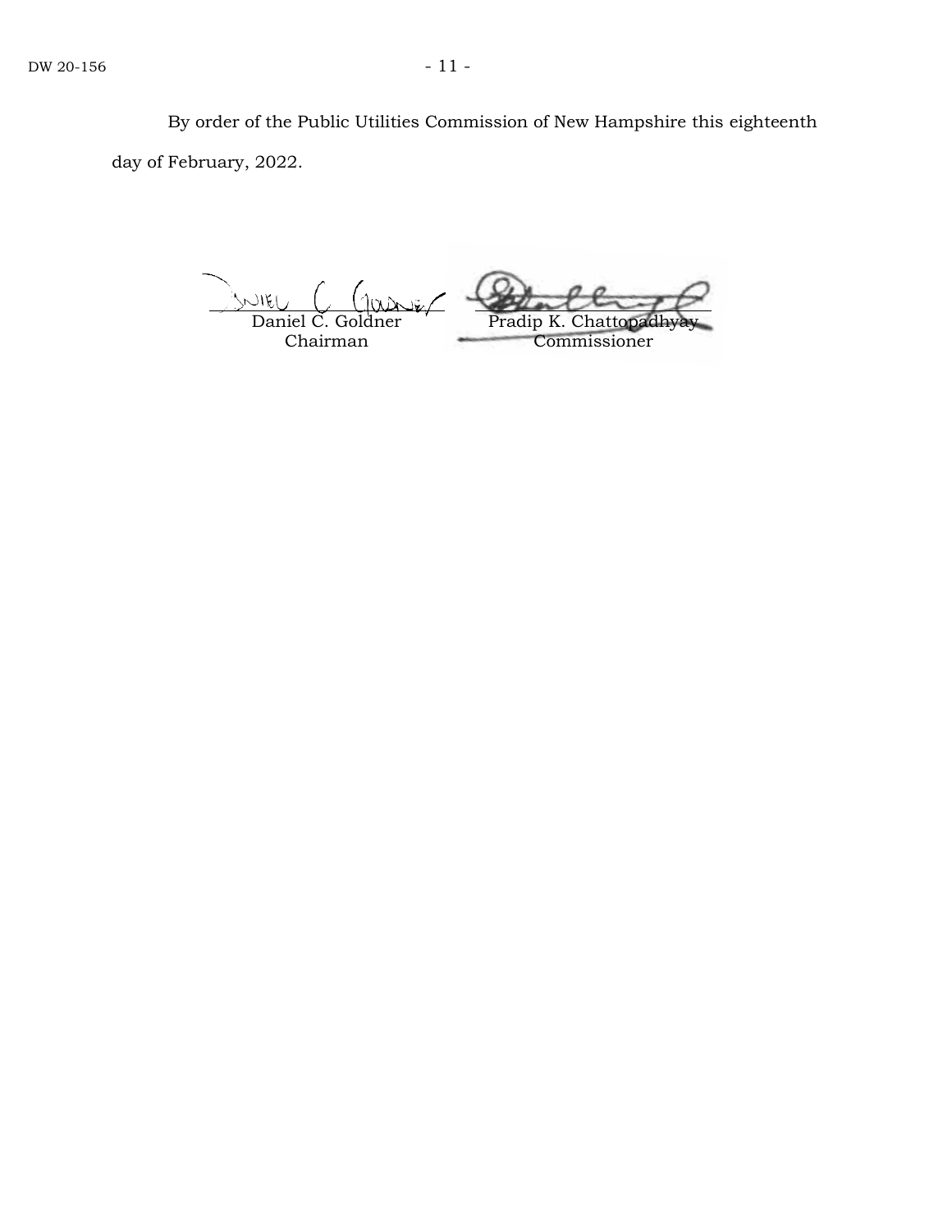By order of the Public Utilities Commission of New Hampshire this eighteenth day of February, 2022.

| Daniel C. Goldner | Pradip K. Chattopadhyay |
| --- | --- |
| Chairman | Commissioner |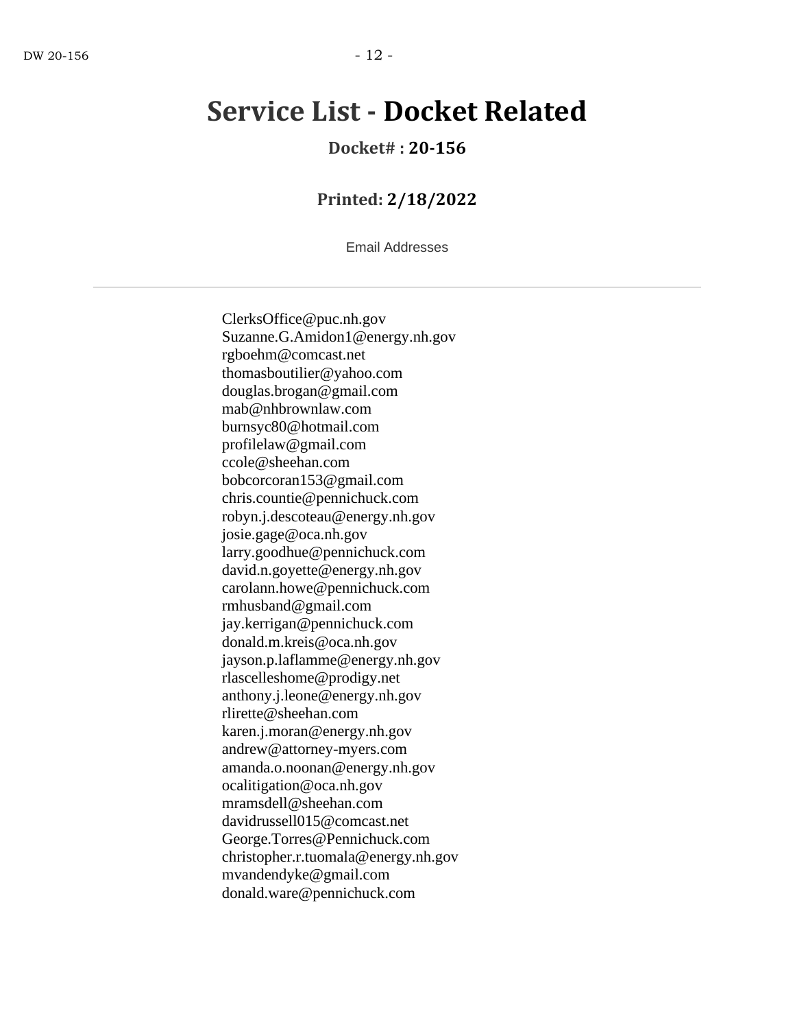# Service List - **Docket Related**

### Docket# : **20-156**

### Printed: **2/18/2022**

Email Addresses

---

ClerksOffice@puc.nh.gov
Suzanne.G.Amidon1@energy.nh.gov
rgboehm@comcast.net
thomasboutilier@yahoo.com
douglas.brogan@gmail.com
mab@nhbrownlaw.com
burnsyc80@hotmail.com
profilelaw@gmail.com
ccole@sheehan.com
bobcorcoran153@gmail.com
chris.countie@pennichuck.com
robyn.j.descoteau@energy.nh.gov
josie.gage@oca.nh.gov
larry.goodhue@pennichuck.com
david.n.goyette@energy.nh.gov
carolann.howe@pennichuck.com
rmhusband@gmail.com
jay.kerrigan@pennichuck.com
donald.m.kreis@oca.nh.gov
jayson.p.laflamme@energy.nh.gov
rlascelleshome@prodigy.net
anthony.j.leone@energy.nh.gov
rlirette@sheehan.com
karen.j.moran@energy.nh.gov
andrew@attorney-myers.com
amanda.o.noonan@energy.nh.gov
ocalitigation@oca.nh.gov
mramsdell@sheehan.com
davidrussell015@comcast.net
George.Torres@Pennichuck.com
christopher.r.tuomala@energy.nh.gov
mvandendyke@gmail.com
donald.ware@pennichuck.com